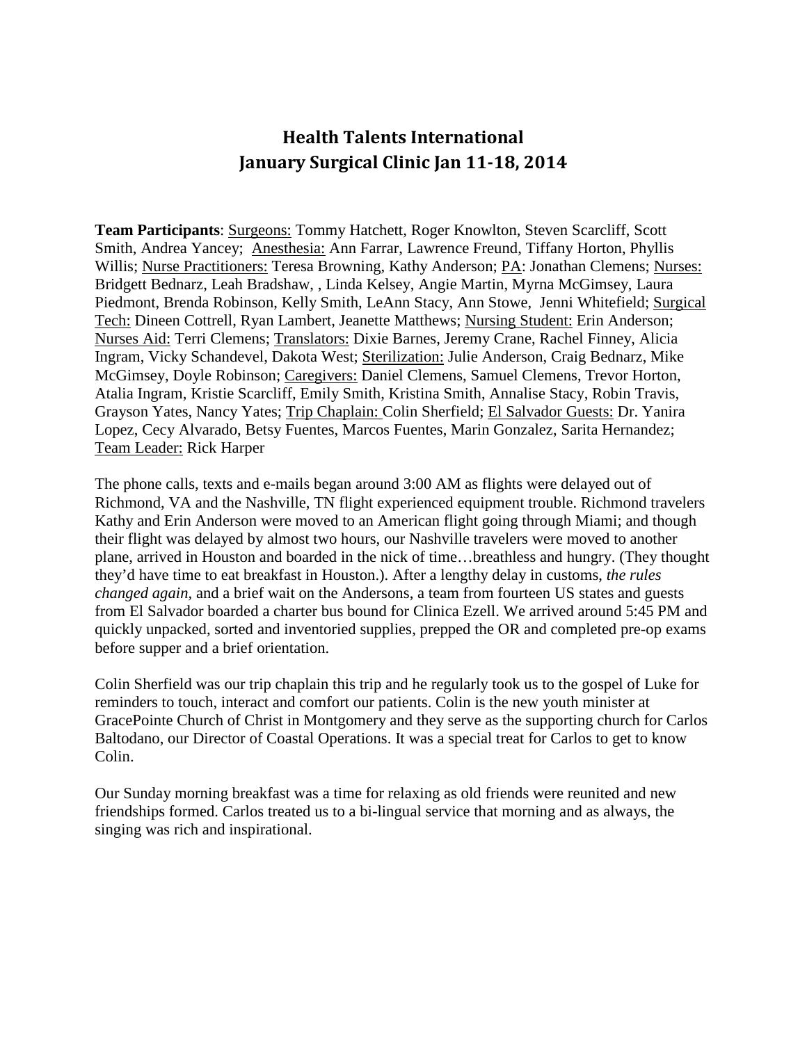# Health Talents International
# January Surgical Clinic Jan 11-18, 2014

**Team Participants**: Surgeons: Tommy Hatchett, Roger Knowlton, Steven Scarcliff, Scott Smith, Andrea Yancey; Anesthesia: Ann Farrar, Lawrence Freund, Tiffany Horton, Phyllis Willis; Nurse Practitioners: Teresa Browning, Kathy Anderson; PA: Jonathan Clemens; Nurses: Bridgett Bednarz, Leah Bradshaw, , Linda Kelsey, Angie Martin, Myrna McGimsey, Laura Piedmont, Brenda Robinson, Kelly Smith, LeAnn Stacy, Ann Stowe, Jenni Whitefield; Surgical Tech: Dineen Cottrell, Ryan Lambert, Jeanette Matthews; Nursing Student: Erin Anderson; Nurses Aid: Terri Clemens; Translators: Dixie Barnes, Jeremy Crane, Rachel Finney, Alicia Ingram, Vicky Schandevel, Dakota West; Sterilization: Julie Anderson, Craig Bednarz, Mike McGimsey, Doyle Robinson; Caregivers: Daniel Clemens, Samuel Clemens, Trevor Horton, Atalia Ingram, Kristie Scarcliff, Emily Smith, Kristina Smith, Annalise Stacy, Robin Travis, Grayson Yates, Nancy Yates; Trip Chaplain: Colin Sherfield; El Salvador Guests: Dr. Yanira Lopez, Cecy Alvarado, Betsy Fuentes, Marcos Fuentes, Marin Gonzalez, Sarita Hernandez; Team Leader: Rick Harper

The phone calls, texts and e-mails began around 3:00 AM as flights were delayed out of Richmond, VA and the Nashville, TN flight experienced equipment trouble. Richmond travelers Kathy and Erin Anderson were moved to an American flight going through Miami; and though their flight was delayed by almost two hours, our Nashville travelers were moved to another plane, arrived in Houston and boarded in the nick of time…breathless and hungry. (They thought they'd have time to eat breakfast in Houston.). After a lengthy delay in customs, *the rules changed again,* and a brief wait on the Andersons, a team from fourteen US states and guests from El Salvador boarded a charter bus bound for Clinica Ezell. We arrived around 5:45 PM and quickly unpacked, sorted and inventoried supplies, prepped the OR and completed pre-op exams before supper and a brief orientation.

Colin Sherfield was our trip chaplain this trip and he regularly took us to the gospel of Luke for reminders to touch, interact and comfort our patients. Colin is the new youth minister at GracePointe Church of Christ in Montgomery and they serve as the supporting church for Carlos Baltodano, our Director of Coastal Operations. It was a special treat for Carlos to get to know Colin.

Our Sunday morning breakfast was a time for relaxing as old friends were reunited and new friendships formed. Carlos treated us to a bi-lingual service that morning and as always, the singing was rich and inspirational.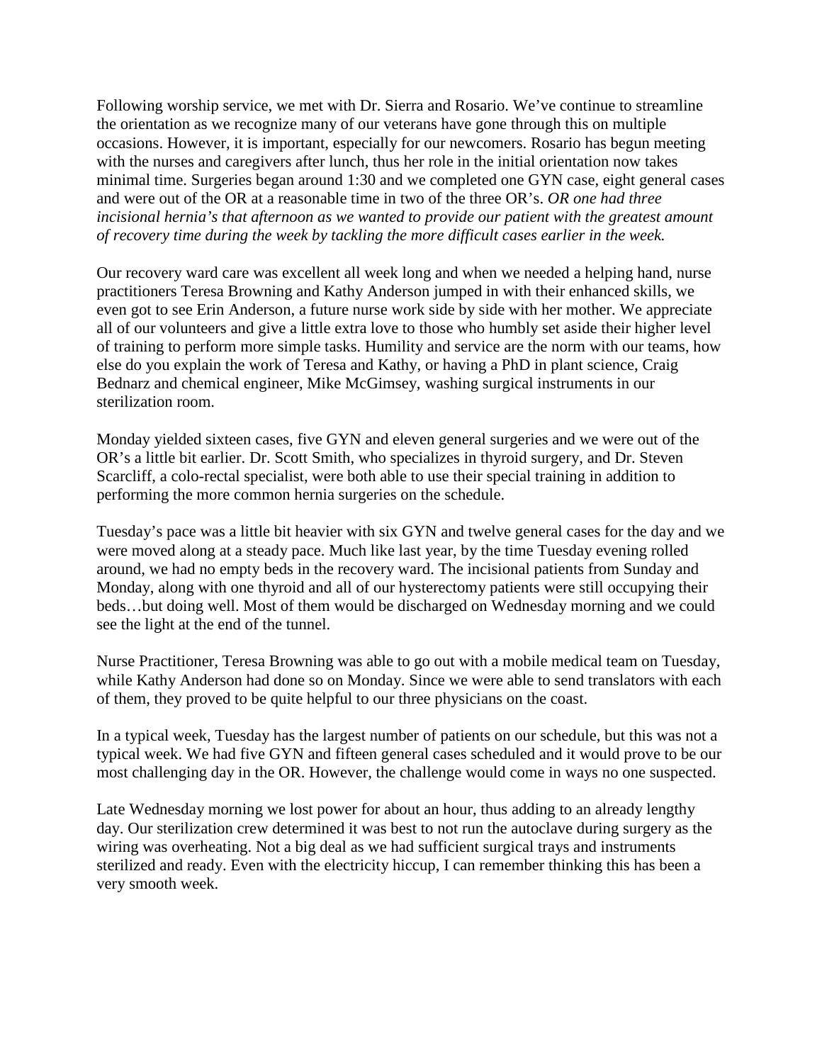Following worship service, we met with Dr. Sierra and Rosario. We've continue to streamline the orientation as we recognize many of our veterans have gone through this on multiple occasions. However, it is important, especially for our newcomers. Rosario has begun meeting with the nurses and caregivers after lunch, thus her role in the initial orientation now takes minimal time. Surgeries began around 1:30 and we completed one GYN case, eight general cases and were out of the OR at a reasonable time in two of the three OR's. *OR one had three incisional hernia's that afternoon as we wanted to provide our patient with the greatest amount of recovery time during the week by tackling the more difficult cases earlier in the week.*

Our recovery ward care was excellent all week long and when we needed a helping hand, nurse practitioners Teresa Browning and Kathy Anderson jumped in with their enhanced skills, we even got to see Erin Anderson, a future nurse work side by side with her mother. We appreciate all of our volunteers and give a little extra love to those who humbly set aside their higher level of training to perform more simple tasks. Humility and service are the norm with our teams, how else do you explain the work of Teresa and Kathy, or having a PhD in plant science, Craig Bednarz and chemical engineer, Mike McGimsey, washing surgical instruments in our sterilization room.

Monday yielded sixteen cases, five GYN and eleven general surgeries and we were out of the OR's a little bit earlier. Dr. Scott Smith, who specializes in thyroid surgery, and Dr. Steven Scarcliff, a colo-rectal specialist, were both able to use their special training in addition to performing the more common hernia surgeries on the schedule.

Tuesday's pace was a little bit heavier with six GYN and twelve general cases for the day and we were moved along at a steady pace. Much like last year, by the time Tuesday evening rolled around, we had no empty beds in the recovery ward. The incisional patients from Sunday and Monday, along with one thyroid and all of our hysterectomy patients were still occupying their beds…but doing well. Most of them would be discharged on Wednesday morning and we could see the light at the end of the tunnel.

Nurse Practitioner, Teresa Browning was able to go out with a mobile medical team on Tuesday, while Kathy Anderson had done so on Monday. Since we were able to send translators with each of them, they proved to be quite helpful to our three physicians on the coast.

In a typical week, Tuesday has the largest number of patients on our schedule, but this was not a typical week. We had five GYN and fifteen general cases scheduled and it would prove to be our most challenging day in the OR. However, the challenge would come in ways no one suspected.

Late Wednesday morning we lost power for about an hour, thus adding to an already lengthy day. Our sterilization crew determined it was best to not run the autoclave during surgery as the wiring was overheating. Not a big deal as we had sufficient surgical trays and instruments sterilized and ready. Even with the electricity hiccup, I can remember thinking this has been a very smooth week.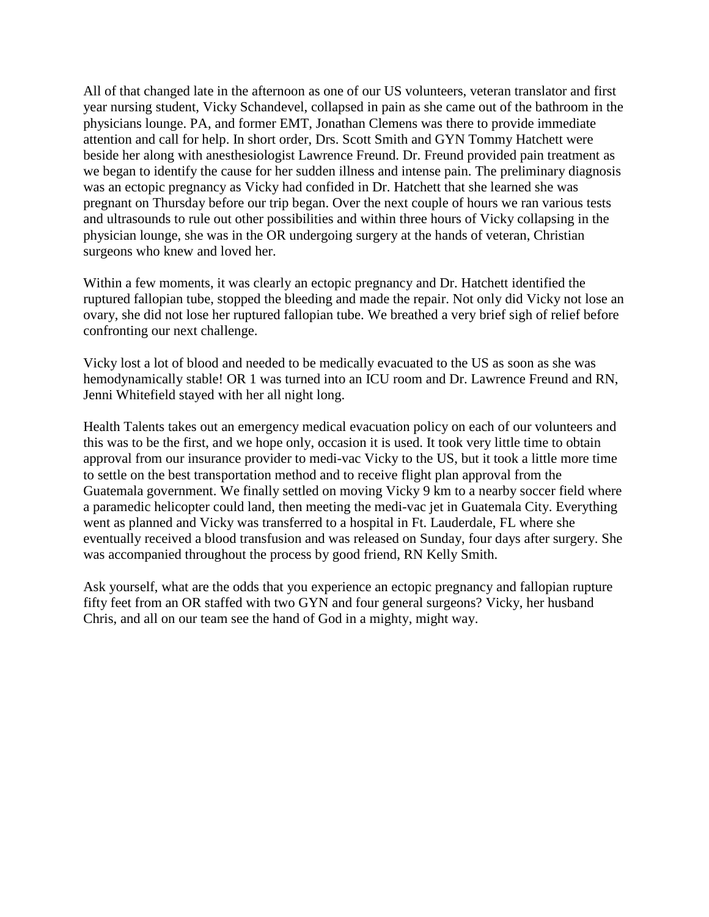All of that changed late in the afternoon as one of our US volunteers, veteran translator and first year nursing student, Vicky Schandevel, collapsed in pain as she came out of the bathroom in the physicians lounge. PA, and former EMT, Jonathan Clemens was there to provide immediate attention and call for help. In short order, Drs. Scott Smith and GYN Tommy Hatchett were beside her along with anesthesiologist Lawrence Freund. Dr. Freund provided pain treatment as we began to identify the cause for her sudden illness and intense pain. The preliminary diagnosis was an ectopic pregnancy as Vicky had confided in Dr. Hatchett that she learned she was pregnant on Thursday before our trip began. Over the next couple of hours we ran various tests and ultrasounds to rule out other possibilities and within three hours of Vicky collapsing in the physician lounge, she was in the OR undergoing surgery at the hands of veteran, Christian surgeons who knew and loved her.

Within a few moments, it was clearly an ectopic pregnancy and Dr. Hatchett identified the ruptured fallopian tube, stopped the bleeding and made the repair. Not only did Vicky not lose an ovary, she did not lose her ruptured fallopian tube. We breathed a very brief sigh of relief before confronting our next challenge.

Vicky lost a lot of blood and needed to be medically evacuated to the US as soon as she was hemodynamically stable! OR 1 was turned into an ICU room and Dr. Lawrence Freund and RN, Jenni Whitefield stayed with her all night long.

Health Talents takes out an emergency medical evacuation policy on each of our volunteers and this was to be the first, and we hope only, occasion it is used. It took very little time to obtain approval from our insurance provider to medi-vac Vicky to the US, but it took a little more time to settle on the best transportation method and to receive flight plan approval from the Guatemala government. We finally settled on moving Vicky 9 km to a nearby soccer field where a paramedic helicopter could land, then meeting the medi-vac jet in Guatemala City. Everything went as planned and Vicky was transferred to a hospital in Ft. Lauderdale, FL where she eventually received a blood transfusion and was released on Sunday, four days after surgery. She was accompanied throughout the process by good friend, RN Kelly Smith.

Ask yourself, what are the odds that you experience an ectopic pregnancy and fallopian rupture fifty feet from an OR staffed with two GYN and four general surgeons? Vicky, her husband Chris, and all on our team see the hand of God in a mighty, might way.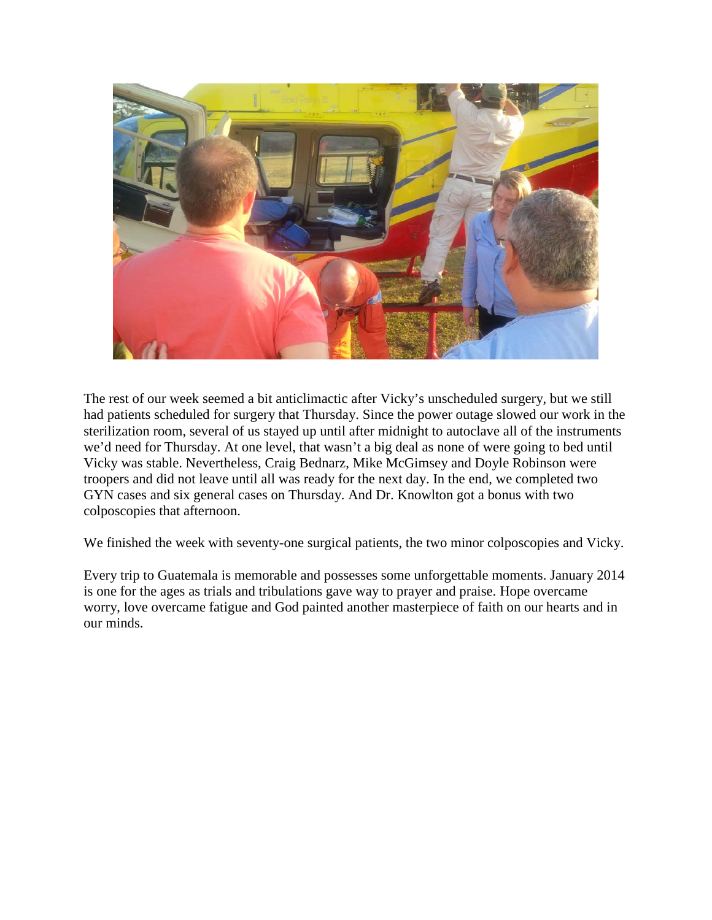The rest of our week seemed a bit anticlimactic after Vicky's unscheduled surgery, but we still had patients scheduled for surgery that Thursday. Since the power outage slowed our work in the sterilization room, several of us stayed up until after midnight to autoclave all of the instruments we'd need for Thursday. At one level, that wasn't a big deal as none of were going to bed until Vicky was stable. Nevertheless, Craig Bednarz, Mike McGimsey and Doyle Robinson were troopers and did not leave until all was ready for the next day. In the end, we completed two GYN cases and six general cases on Thursday. And Dr. Knowlton got a bonus with two colposcopies that afternoon.

We finished the week with seventy-one surgical patients, the two minor colposcopies and Vicky.

Every trip to Guatemala is memorable and possesses some unforgettable moments. January 2014 is one for the ages as trials and tribulations gave way to prayer and praise. Hope overcame worry, love overcame fatigue and God painted another masterpiece of faith on our hearts and in our minds.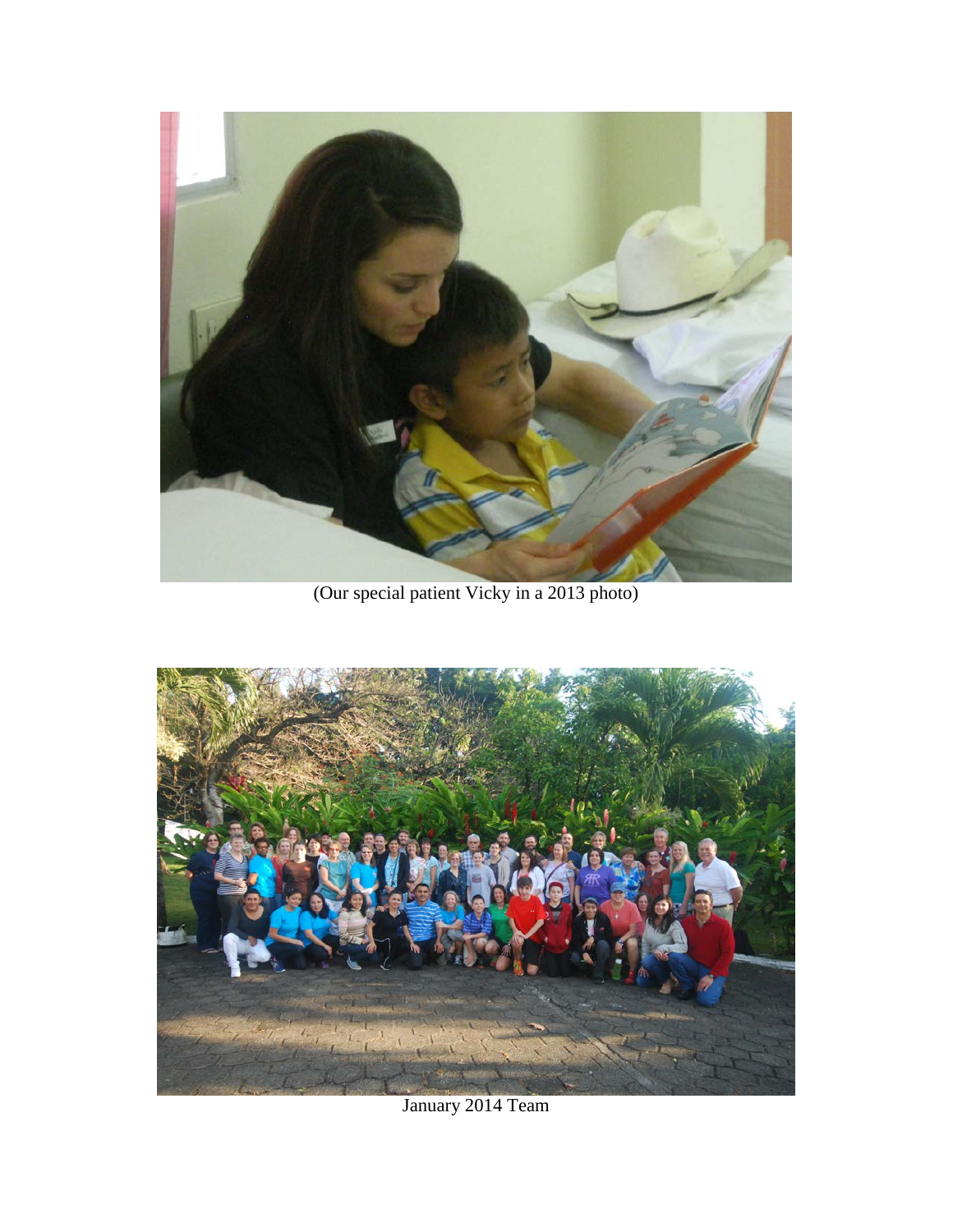(Our special patient Vicky in a 2013 photo)

January 2014 Team